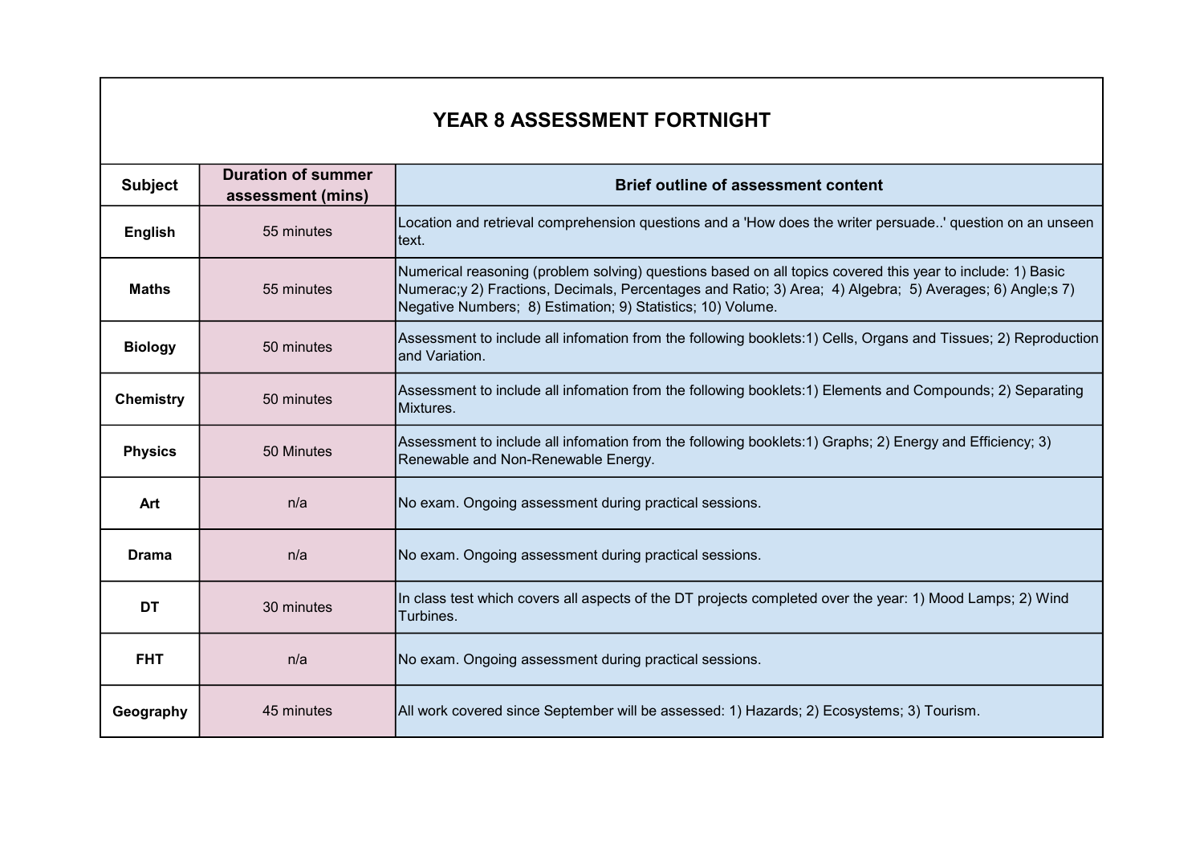# YEAR 8 ASSESSMENT FORTNIGHT

| Subject | Duration of summer assessment (mins) | Brief outline of assessment content |
| --- | --- | --- |
| **English** | 55 minutes | Location and retrieval comprehension questions and a 'How does the writer persuade..' question on an unseen text. |
| **Maths** | 55 minutes | Numerical reasoning (problem solving) questions based on all topics covered this year to include: 1) Basic Numerac;y 2) Fractions, Decimals, Percentages and Ratio; 3) Area; 4) Algebra; 5) Averages; 6) Angle;s 7) Negative Numbers; 8) Estimation; 9) Statistics; 10) Volume. |
| **Biology** | 50 minutes | Assessment to include all infomation from the following booklets:1) Cells, Organs and Tissues; 2) Reproduction and Variation. |
| **Chemistry** | 50 minutes | Assessment to include all infomation from the following booklets:1) Elements and Compounds; 2) Separating Mixtures. |
| **Physics** | 50 Minutes | Assessment to include all infomation from the following booklets:1) Graphs; 2) Energy and Efficiency; 3) Renewable and Non-Renewable Energy. |
| **Art** | n/a | No exam. Ongoing assessment during practical sessions. |
| **Drama** | n/a | No exam. Ongoing assessment during practical sessions. |
| **DT** | 30 minutes | In class test which covers all aspects of the DT projects completed over the year: 1) Mood Lamps; 2) Wind Turbines. |
| **FHT** | n/a | No exam. Ongoing assessment during practical sessions. |
| **Geography** | 45 minutes | All work covered since September will be assessed: 1) Hazards; 2) Ecosystems; 3) Tourism. |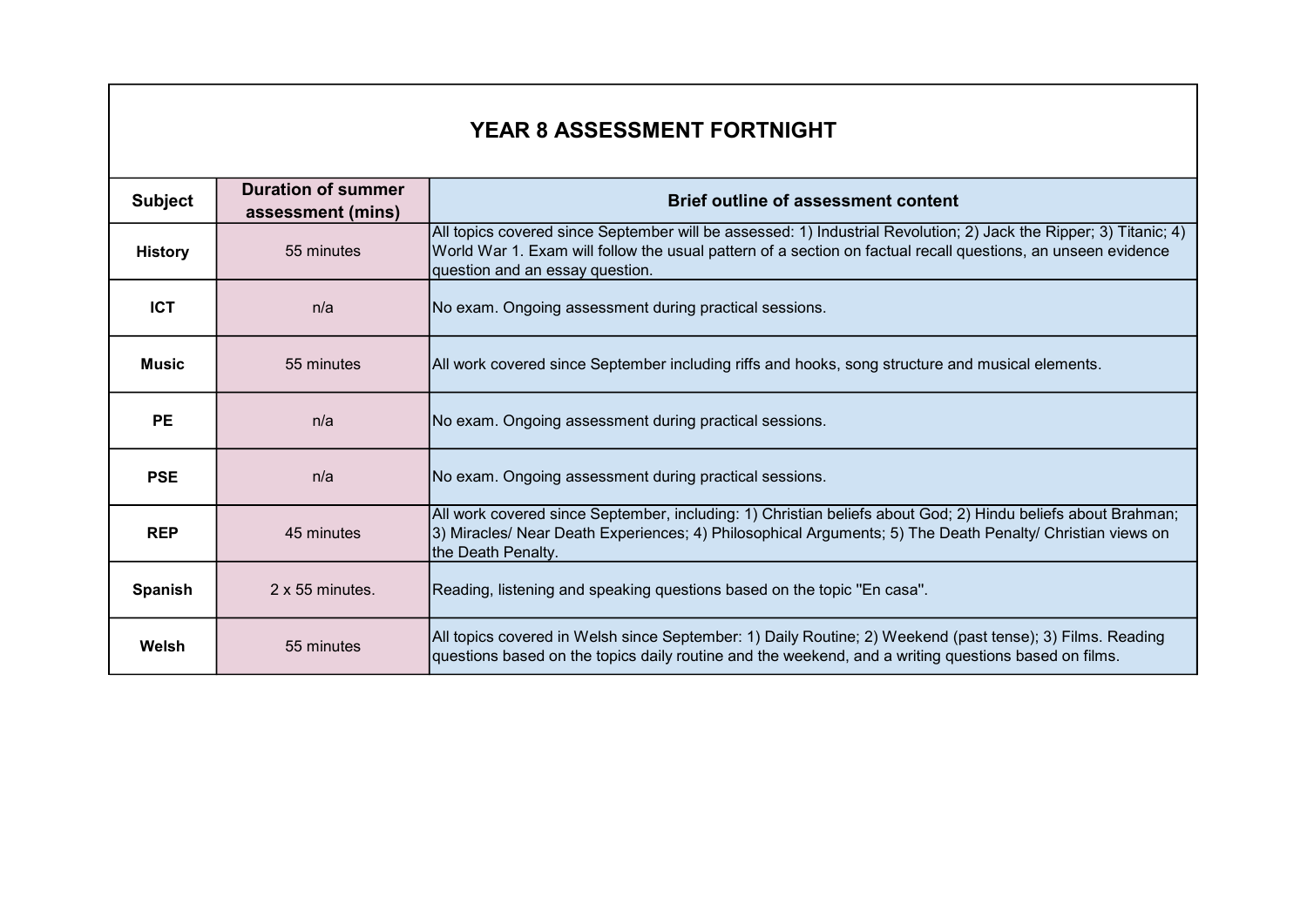# YEAR 8 ASSESSMENT FORTNIGHT

| Subject | Duration of summer assessment (mins) | Brief outline of assessment content |
|---|---|---|
| **History** | 55 minutes | All topics covered since September will be assessed: 1) Industrial Revolution; 2) Jack the Ripper; 3) Titanic; 4) World War 1. Exam will follow the usual pattern of a section on factual recall questions, an unseen evidence question and an essay question. |
| **ICT** | n/a | No exam. Ongoing assessment during practical sessions. |
| **Music** | 55 minutes | All work covered since September including riffs and hooks, song structure and musical elements. |
| **PE** | n/a | No exam. Ongoing assessment during practical sessions. |
| **PSE** | n/a | No exam. Ongoing assessment during practical sessions. |
| **REP** | 45 minutes | All work covered since September, including: 1) Christian beliefs about God; 2) Hindu beliefs about Brahman; 3) Miracles/ Near Death Experiences; 4) Philosophical Arguments; 5) The Death Penalty/ Christian views on the Death Penalty. |
| **Spanish** | 2 x 55 minutes. | Reading, listening and speaking questions based on the topic "En casa". |
| **Welsh** | 55 minutes | All topics covered in Welsh since September: 1) Daily Routine; 2) Weekend (past tense); 3) Films. Reading questions based on the topics daily routine and the weekend, and a writing questions based on films. |